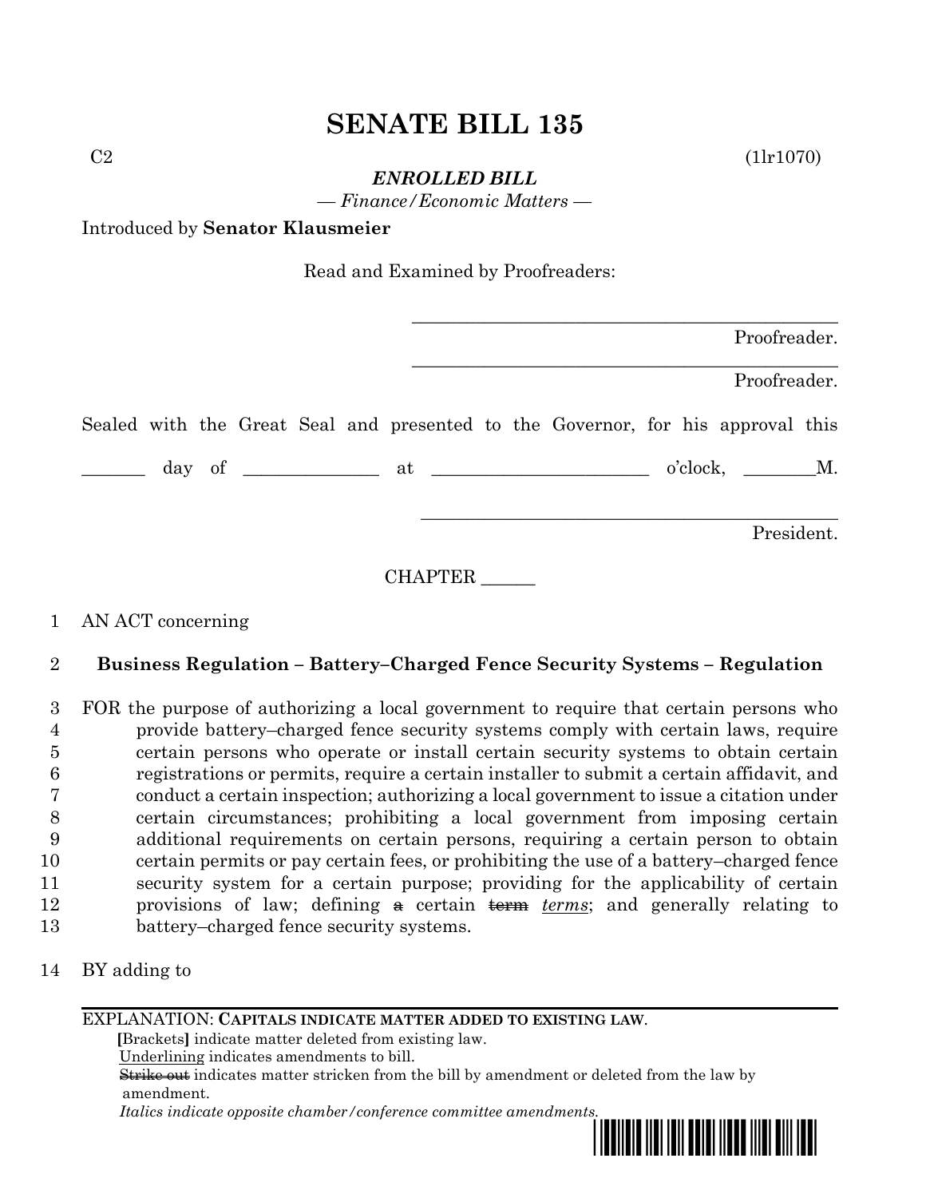# SENATE BILL 135

C2 (1lr1070)

***ENROLLED BILL***

*— Finance/Economic Matters —*

Introduced by **Senator Klausmeier**

Read and Examined by Proofreaders:

_______________________________________________ Proofreader.

_______________________________________________ Proofreader.

Sealed with the Great Seal and presented to the Governor, for his approval this

_______ day of ______________ at ________________________ o'clock, ________M.

_______________________________________________ President.

CHAPTER ______

1 AN ACT concerning

2 **Business Regulation – Battery–Charged Fence Security Systems – Regulation**

3 FOR the purpose of authorizing a local government to require that certain persons who
4 provide battery–charged fence security systems comply with certain laws, require
5 certain persons who operate or install certain security systems to obtain certain
6 registrations or permits, require a certain installer to submit a certain affidavit, and
7 conduct a certain inspection; authorizing a local government to issue a citation under
8 certain circumstances; prohibiting a local government from imposing certain
9 additional requirements on certain persons, requiring a certain person to obtain
10 certain permits or pay certain fees, or prohibiting the use of a battery–charged fence
11 security system for a certain purpose; providing for the applicability of certain
12 provisions of law; defining ~~a~~ certain ~~term~~ *terms*; and generally relating to
13 battery–charged fence security systems.

14 BY adding to

EXPLANATION: **CAPITALS INDICATE MATTER ADDED TO EXISTING LAW.**
**[**Brackets**]** indicate matter deleted from existing law.
Underlining indicates amendments to bill.
~~Strike out~~ indicates matter stricken from the bill by amendment or deleted from the law by amendment.
*Italics indicate opposite chamber/conference committee amendments.*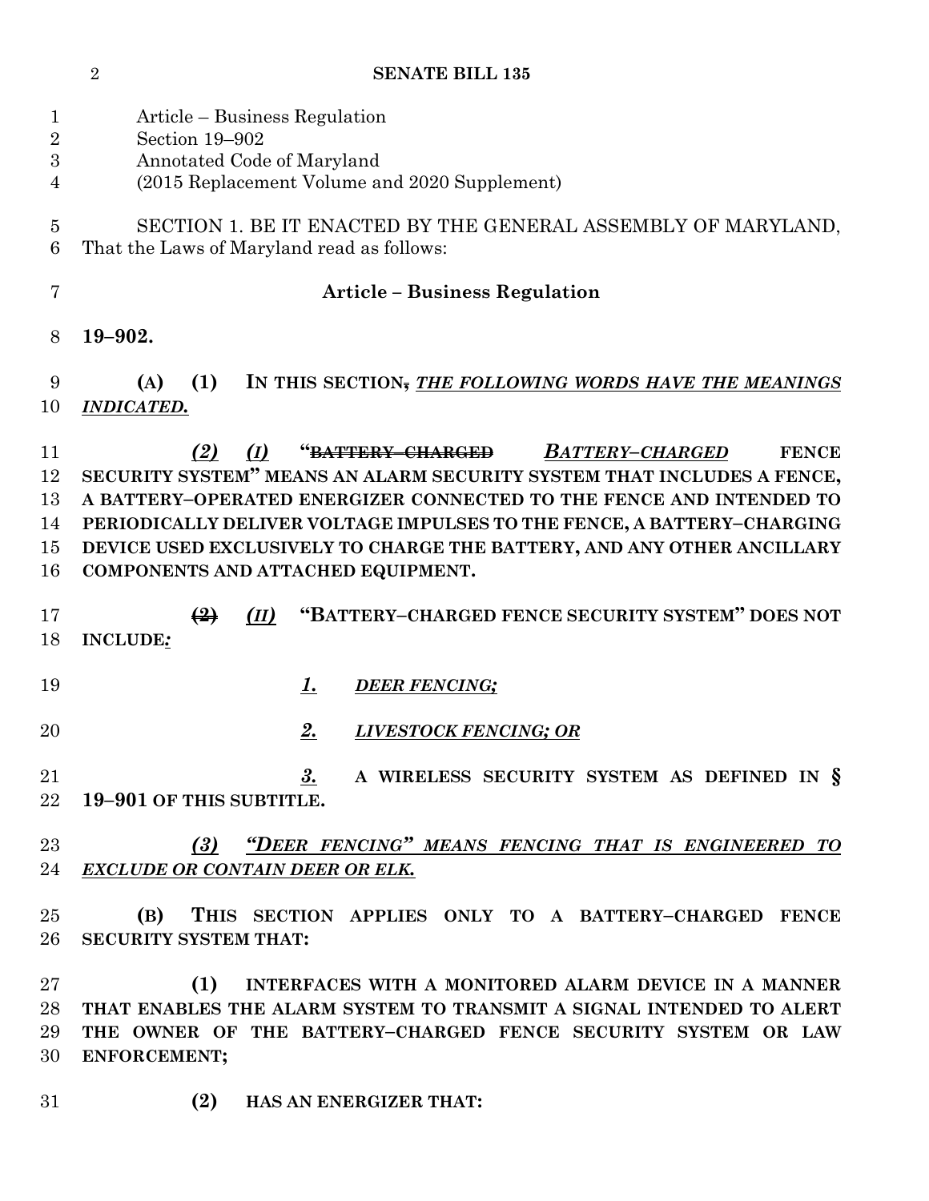Article – Business Regulation
Section 19–902
Annotated Code of Maryland
(2015 Replacement Volume and 2020 Supplement)

SECTION 1. BE IT ENACTED BY THE GENERAL ASSEMBLY OF MARYLAND, That the Laws of Maryland read as follows:

**Article – Business Regulation**

**19–902.**

**(A) (1) IN THIS SECTION~~,~~** ***THE FOLLOWING WORDS HAVE THE MEANINGS INDICATED.***

***(2) (I)*** **"~~BATTERY CHARGED~~** ***BATTERY–CHARGED*** **FENCE SECURITY SYSTEM" MEANS AN ALARM SECURITY SYSTEM THAT INCLUDES A FENCE, A BATTERY–OPERATED ENERGIZER CONNECTED TO THE FENCE AND INTENDED TO PERIODICALLY DELIVER VOLTAGE IMPULSES TO THE FENCE, A BATTERY–CHARGING DEVICE USED EXCLUSIVELY TO CHARGE THE BATTERY, AND ANY OTHER ANCILLARY COMPONENTS AND ATTACHED EQUIPMENT.**

**~~(2)~~** ***(II)*** **"BATTERY–CHARGED FENCE SECURITY SYSTEM" DOES NOT INCLUDE*:***

***1. DEER FENCING;***

***2. LIVESTOCK FENCING; OR***

***3.*** **A WIRELESS SECURITY SYSTEM AS DEFINED IN § 19–901 OF THIS SUBTITLE.**

***(3) "DEER FENCING" MEANS FENCING THAT IS ENGINEERED TO EXCLUDE OR CONTAIN DEER OR ELK.***

**(B) THIS SECTION APPLIES ONLY TO A BATTERY–CHARGED FENCE SECURITY SYSTEM THAT:**

**(1) INTERFACES WITH A MONITORED ALARM DEVICE IN A MANNER THAT ENABLES THE ALARM SYSTEM TO TRANSMIT A SIGNAL INTENDED TO ALERT THE OWNER OF THE BATTERY–CHARGED FENCE SECURITY SYSTEM OR LAW ENFORCEMENT;**

**(2) HAS AN ENERGIZER THAT:**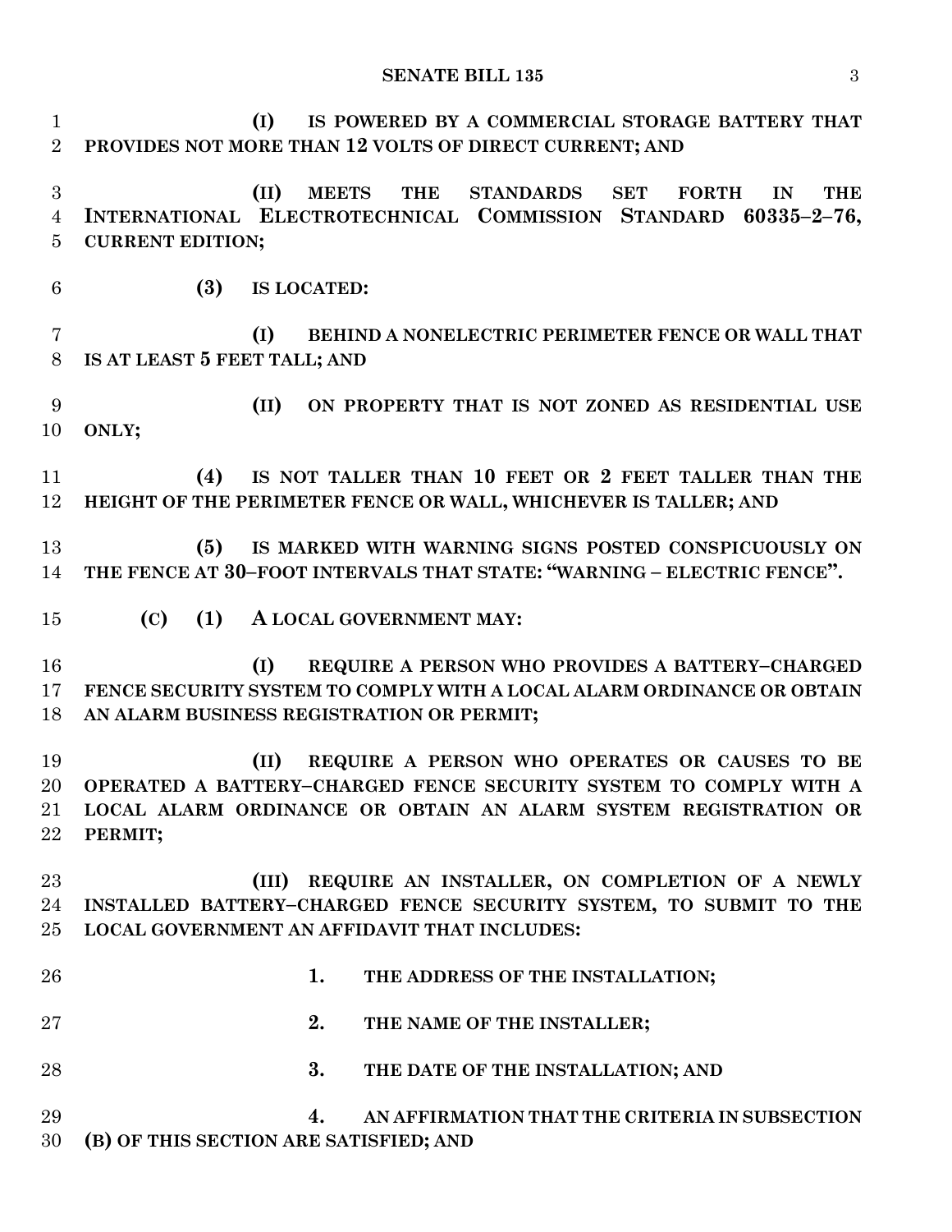**(I) IS POWERED BY A COMMERCIAL STORAGE BATTERY THAT PROVIDES NOT MORE THAN 12 VOLTS OF DIRECT CURRENT; AND**

**(II) MEETS THE STANDARDS SET FORTH IN THE INTERNATIONAL ELECTROTECHNICAL COMMISSION STANDARD 60335–2–76, CURRENT EDITION;**

**(3) IS LOCATED:**

**(I) BEHIND A NONELECTRIC PERIMETER FENCE OR WALL THAT IS AT LEAST 5 FEET TALL; AND**

**(II) ON PROPERTY THAT IS NOT ZONED AS RESIDENTIAL USE ONLY;**

**(4) IS NOT TALLER THAN 10 FEET OR 2 FEET TALLER THAN THE HEIGHT OF THE PERIMETER FENCE OR WALL, WHICHEVER IS TALLER; AND**

**(5) IS MARKED WITH WARNING SIGNS POSTED CONSPICUOUSLY ON THE FENCE AT 30–FOOT INTERVALS THAT STATE: "WARNING – ELECTRIC FENCE".**

**(C) (1) A LOCAL GOVERNMENT MAY:**

**(I) REQUIRE A PERSON WHO PROVIDES A BATTERY–CHARGED FENCE SECURITY SYSTEM TO COMPLY WITH A LOCAL ALARM ORDINANCE OR OBTAIN AN ALARM BUSINESS REGISTRATION OR PERMIT;**

**(II) REQUIRE A PERSON WHO OPERATES OR CAUSES TO BE OPERATED A BATTERY–CHARGED FENCE SECURITY SYSTEM TO COMPLY WITH A LOCAL ALARM ORDINANCE OR OBTAIN AN ALARM SYSTEM REGISTRATION OR PERMIT;**

**(III) REQUIRE AN INSTALLER, ON COMPLETION OF A NEWLY INSTALLED BATTERY–CHARGED FENCE SECURITY SYSTEM, TO SUBMIT TO THE LOCAL GOVERNMENT AN AFFIDAVIT THAT INCLUDES:**

**1. THE ADDRESS OF THE INSTALLATION;**

**2. THE NAME OF THE INSTALLER;**

**3. THE DATE OF THE INSTALLATION; AND**

**4. AN AFFIRMATION THAT THE CRITERIA IN SUBSECTION (B) OF THIS SECTION ARE SATISFIED; AND**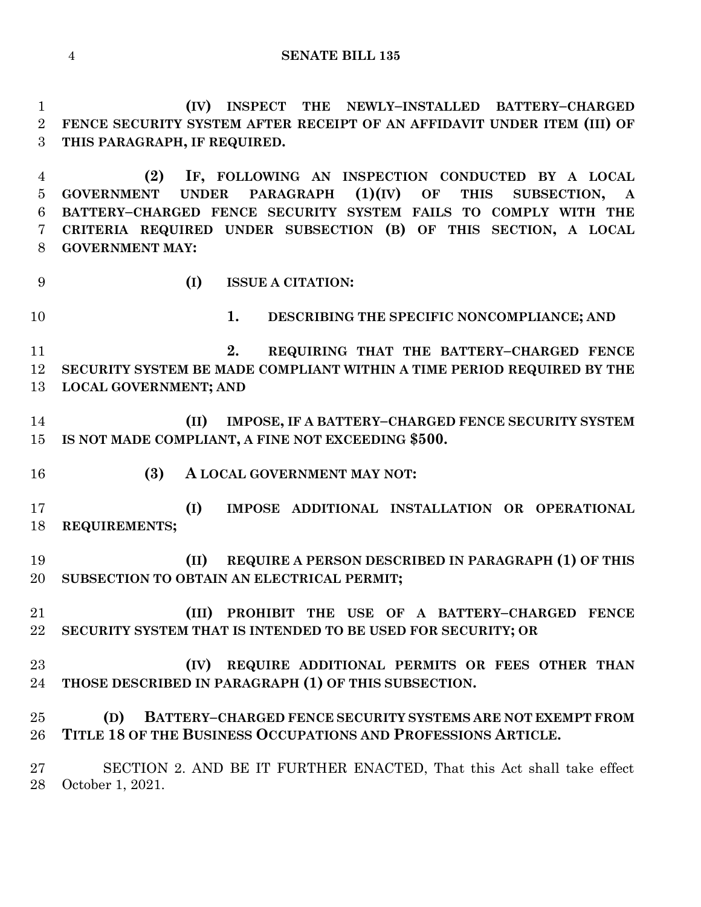**(IV) INSPECT THE NEWLY–INSTALLED BATTERY–CHARGED FENCE SECURITY SYSTEM AFTER RECEIPT OF AN AFFIDAVIT UNDER ITEM (III) OF THIS PARAGRAPH, IF REQUIRED.**

**(2) IF, FOLLOWING AN INSPECTION CONDUCTED BY A LOCAL GOVERNMENT UNDER PARAGRAPH (1)(IV) OF THIS SUBSECTION, A BATTERY–CHARGED FENCE SECURITY SYSTEM FAILS TO COMPLY WITH THE CRITERIA REQUIRED UNDER SUBSECTION (B) OF THIS SECTION, A LOCAL GOVERNMENT MAY:**

**(I) ISSUE A CITATION:**

**1. DESCRIBING THE SPECIFIC NONCOMPLIANCE; AND**

**2. REQUIRING THAT THE BATTERY–CHARGED FENCE SECURITY SYSTEM BE MADE COMPLIANT WITHIN A TIME PERIOD REQUIRED BY THE LOCAL GOVERNMENT; AND**

**(II) IMPOSE, IF A BATTERY–CHARGED FENCE SECURITY SYSTEM IS NOT MADE COMPLIANT, A FINE NOT EXCEEDING $500.**

**(3) A LOCAL GOVERNMENT MAY NOT:**

**(I) IMPOSE ADDITIONAL INSTALLATION OR OPERATIONAL REQUIREMENTS;**

**(II) REQUIRE A PERSON DESCRIBED IN PARAGRAPH (1) OF THIS SUBSECTION TO OBTAIN AN ELECTRICAL PERMIT;**

**(III) PROHIBIT THE USE OF A BATTERY–CHARGED FENCE SECURITY SYSTEM THAT IS INTENDED TO BE USED FOR SECURITY; OR**

**(IV) REQUIRE ADDITIONAL PERMITS OR FEES OTHER THAN THOSE DESCRIBED IN PARAGRAPH (1) OF THIS SUBSECTION.**

**(D) BATTERY–CHARGED FENCE SECURITY SYSTEMS ARE NOT EXEMPT FROM TITLE 18 OF THE BUSINESS OCCUPATIONS AND PROFESSIONS ARTICLE.**

SECTION 2. AND BE IT FURTHER ENACTED, That this Act shall take effect October 1, 2021.